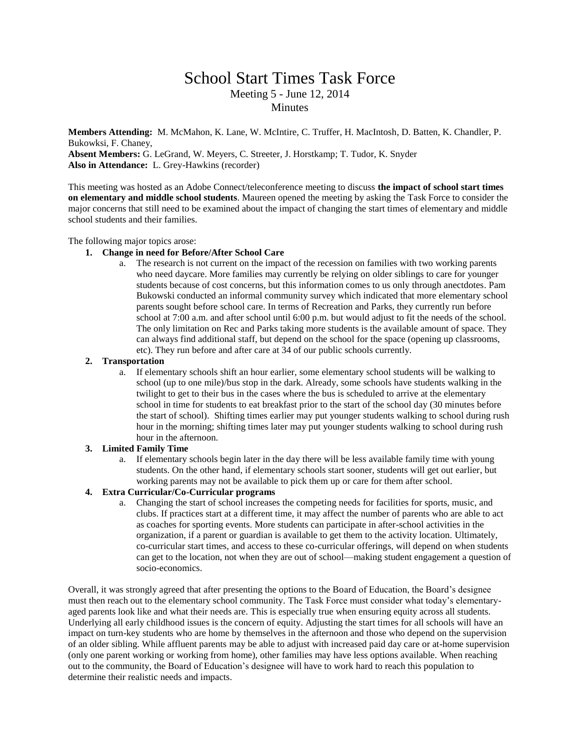# School Start Times Task Force

Meeting 5 - June 12, 2014

Minutes

**Members Attending:** M. McMahon, K. Lane, W. McIntire, C. Truffer, H. MacIntosh, D. Batten, K. Chandler, P. Bukowksi, F. Chaney,
**Absent Members:** G. LeGrand, W. Meyers, C. Streeter, J. Horstkamp; T. Tudor, K. Snyder
**Also in Attendance:** L. Grey-Hawkins (recorder)

This meeting was hosted as an Adobe Connect/teleconference meeting to discuss **the impact of school start times on elementary and middle school students**. Maureen opened the meeting by asking the Task Force to consider the major concerns that still need to be examined about the impact of changing the start times of elementary and middle school students and their families.

The following major topics arose:

1. **Change in need for Before/After School Care**
   a. The research is not current on the impact of the recession on families with two working parents who need daycare. More families may currently be relying on older siblings to care for younger students because of cost concerns, but this information comes to us only through anectdotes. Pam Bukowski conducted an informal community survey which indicated that more elementary school parents sought before school care. In terms of Recreation and Parks, they currently run before school at 7:00 a.m. and after school until 6:00 p.m. but would adjust to fit the needs of the school. The only limitation on Rec and Parks taking more students is the available amount of space. They can always find additional staff, but depend on the school for the space (opening up classrooms, etc). They run before and after care at 34 of our public schools currently.
2. **Transportation**
   a. If elementary schools shift an hour earlier, some elementary school students will be walking to school (up to one mile)/bus stop in the dark. Already, some schools have students walking in the twilight to get to their bus in the cases where the bus is scheduled to arrive at the elementary school in time for students to eat breakfast prior to the start of the school day (30 minutes before the start of school). Shifting times earlier may put younger students walking to school during rush hour in the morning; shifting times later may put younger students walking to school during rush hour in the afternoon.
3. **Limited Family Time**
   a. If elementary schools begin later in the day there will be less available family time with young students. On the other hand, if elementary schools start sooner, students will get out earlier, but working parents may not be available to pick them up or care for them after school.
4. **Extra Curricular/Co-Curricular programs**
   a. Changing the start of school increases the competing needs for facilities for sports, music, and clubs. If practices start at a different time, it may affect the number of parents who are able to act as coaches for sporting events. More students can participate in after-school activities in the organization, if a parent or guardian is available to get them to the activity location. Ultimately, co-curricular start times, and access to these co-curricular offerings, will depend on when students can get to the location, not when they are out of school—making student engagement a question of socio-economics.

Overall, it was strongly agreed that after presenting the options to the Board of Education, the Board's designee must then reach out to the elementary school community. The Task Force must consider what today's elementary-aged parents look like and what their needs are. This is especially true when ensuring equity across all students. Underlying all early childhood issues is the concern of equity. Adjusting the start times for all schools will have an impact on turn-key students who are home by themselves in the afternoon and those who depend on the supervision of an older sibling. While affluent parents may be able to adjust with increased paid day care or at-home supervision (only one parent working or working from home), other families may have less options available. When reaching out to the community, the Board of Education's designee will have to work hard to reach this population to determine their realistic needs and impacts.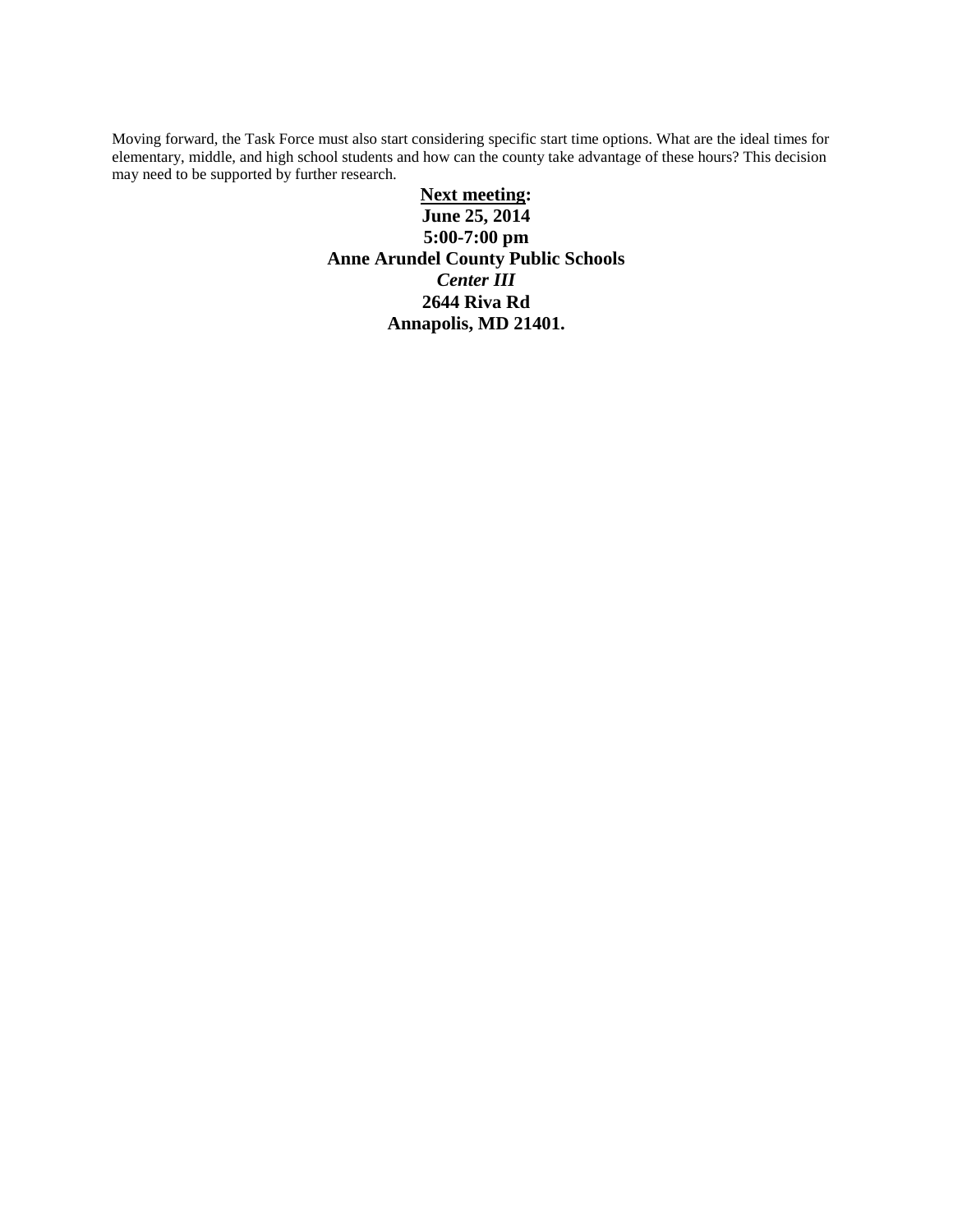Moving forward, the Task Force must also start considering specific start time options. What are the ideal times for elementary, middle, and high school students and how can the county take advantage of these hours? This decision may need to be supported by further research.

**<u>Next meeting</u>:**
**June 25, 2014**
**5:00-7:00 pm**
**Anne Arundel County Public Schools**
***Center III***
**2644 Riva Rd**
**Annapolis, MD 21401.**